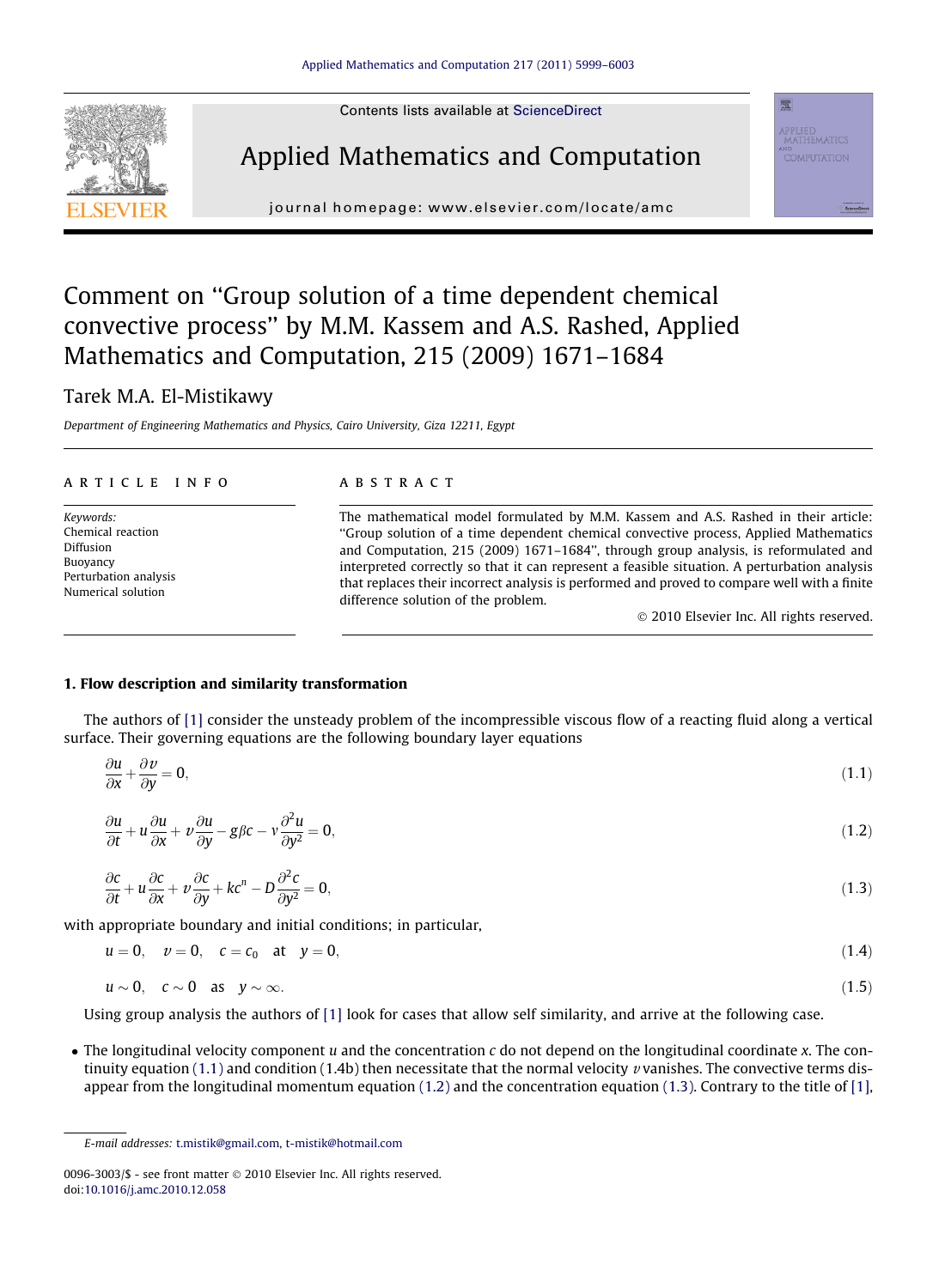# Comment on "Group solution of a time dependent chemical convective process" by M.M. Kassem and A.S. Rashed, Applied Mathematics and Computation, 215 (2009) 1671–1684

Tarek M.A. El-Mistikawy

*Department of Engineering Mathematics and Physics, Cairo University, Giza 12211, Egypt*

## ARTICLE INFO

*Keywords:*
Chemical reaction
Diffusion
Buoyancy
Perturbation analysis
Numerical solution

## ABSTRACT

The mathematical model formulated by M.M. Kassem and A.S. Rashed in their article: "Group solution of a time dependent chemical convective process, Applied Mathematics and Computation, 215 (2009) 1671–1684", through group analysis, is reformulated and interpreted correctly so that it can represent a feasible situation. A perturbation analysis that replaces their incorrect analysis is performed and proved to compare well with a finite difference solution of the problem.

© 2010 Elsevier Inc. All rights reserved.

## 1. Flow description and similarity transformation

The authors of [1] consider the unsteady problem of the incompressible viscous flow of a reacting fluid along a vertical surface. Their governing equations are the following boundary layer equations

$$\frac{\partial u}{\partial x} + \frac{\partial v}{\partial y} = 0, \tag{1.1}$$

$$\frac{\partial u}{\partial t} + u\frac{\partial u}{\partial x} + v\frac{\partial u}{\partial y} - g\beta c - v\frac{\partial^2 u}{\partial y^2} = 0, \tag{1.2}$$

$$\frac{\partial c}{\partial t} + u\frac{\partial c}{\partial x} + v\frac{\partial c}{\partial y} + kc^n - D\frac{\partial^2 c}{\partial y^2} = 0, \tag{1.3}$$

with appropriate boundary and initial conditions; in particular,

$$u = 0, \quad v = 0, \quad c = c_0 \quad \text{at} \quad y = 0, \tag{1.4}$$

$$u \sim 0, \quad c \sim 0 \quad \text{as} \quad y \sim \infty. \tag{1.5}$$

Using group analysis the authors of [1] look for cases that allow self similarity, and arrive at the following case.

- The longitudinal velocity component $u$ and the concentration $c$ do not depend on the longitudinal coordinate $x$. The continuity equation (1.1) and condition (1.4b) then necessitate that the normal velocity $v$ vanishes. The convective terms disappear from the longitudinal momentum equation (1.2) and the concentration equation (1.3). Contrary to the title of [1],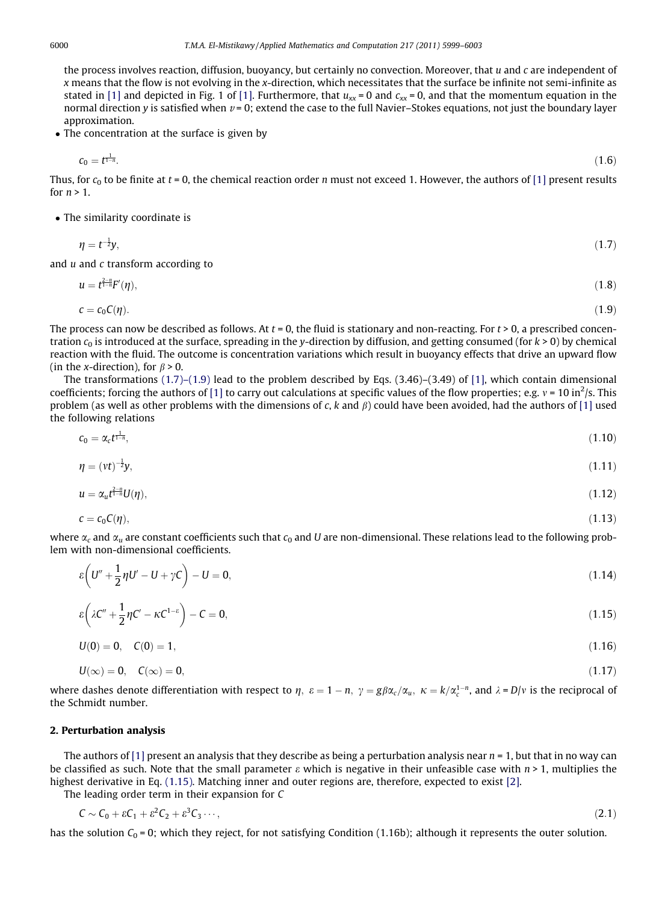the process involves reaction, diffusion, buoyancy, but certainly no convection. Moreover, that $u$ and $c$ are independent of $x$ means that the flow is not evolving in the $x$-direction, which necessitates that the surface be infinite not semi-infinite as stated in [1] and depicted in Fig. 1 of [1]. Furthermore, that $u_{xx} = 0$ and $c_{xx} = 0$, and that the momentum equation in the normal direction $y$ is satisfied when $v = 0$; extend the case to the full Navier–Stokes equations, not just the boundary layer approximation.

- The concentration at the surface is given by

$$c_0 = t^{\frac{1}{1-n}}. \tag{1.6}$$

Thus, for $c_0$ to be finite at $t = 0$, the chemical reaction order $n$ must not exceed 1. However, the authors of [1] present results for $n > 1$.

- The similarity coordinate is

$$\eta = t^{-\frac{1}{2}}y, \tag{1.7}$$

and $u$ and $c$ transform according to

$$u = t^{\frac{2-n}{1-n}}F'(\eta), \tag{1.8}$$

$$c = c_0 C(\eta). \tag{1.9}$$

The process can now be described as follows. At $t = 0$, the fluid is stationary and non-reacting. For $t > 0$, a prescribed concentration $c_0$ is introduced at the surface, spreading in the $y$-direction by diffusion, and getting consumed (for $k > 0$) by chemical reaction with the fluid. The outcome is concentration variations which result in buoyancy effects that drive an upward flow (in the $x$-direction), for $\beta > 0$.

The transformations (1.7)–(1.9) lead to the problem described by Eqs. (3.46)–(3.49) of [1], which contain dimensional coefficients; forcing the authors of [1] to carry out calculations at specific values of the flow properties; e.g. $v = 10\ \text{in}^2/\text{s}$. This problem (as well as other problems with the dimensions of $c$, $k$ and $\beta$) could have been avoided, had the authors of [1] used the following relations

$$c_0 = \alpha_c t^{\frac{1}{1-n}}, \tag{1.10}$$

$$\eta = (vt)^{-\frac{1}{2}}y, \tag{1.11}$$

$$u = \alpha_u t^{\frac{2-n}{1-n}}U(\eta), \tag{1.12}$$

$$c = c_0 C(\eta), \tag{1.13}$$

where $\alpha_c$ and $\alpha_u$ are constant coefficients such that $c_0$ and $U$ are non-dimensional. These relations lead to the following problem with non-dimensional coefficients.

$$\varepsilon\left(U'' + \frac{1}{2}\eta U' - U + \gamma C\right) - U = 0, \tag{1.14}$$

$$\varepsilon\left(\lambda C'' + \frac{1}{2}\eta C' - \kappa C^{1-\varepsilon}\right) - C = 0, \tag{1.15}$$

$$U(0) = 0, \quad C(0) = 1, \tag{1.16}$$

$$U(\infty) = 0, \quad C(\infty) = 0, \tag{1.17}$$

where dashes denote differentiation with respect to $\eta$, $\varepsilon = 1 - n$, $\gamma = g\beta\alpha_c/\alpha_u$, $\kappa = k/\alpha_c^{1-n}$, and $\lambda = D/v$ is the reciprocal of the Schmidt number.

## 2. Perturbation analysis

The authors of [1] present an analysis that they describe as being a perturbation analysis near $n = 1$, but that in no way can be classified as such. Note that the small parameter $\varepsilon$ which is negative in their unfeasible case with $n > 1$, multiplies the highest derivative in Eq. (1.15). Matching inner and outer regions are, therefore, expected to exist [2].

The leading order term in their expansion for $C$

$$C \sim C_0 + \varepsilon C_1 + \varepsilon^2 C_2 + \varepsilon^3 C_3 \cdots, \tag{2.1}$$

has the solution $C_0 = 0$; which they reject, for not satisfying Condition (1.16b); although it represents the outer solution.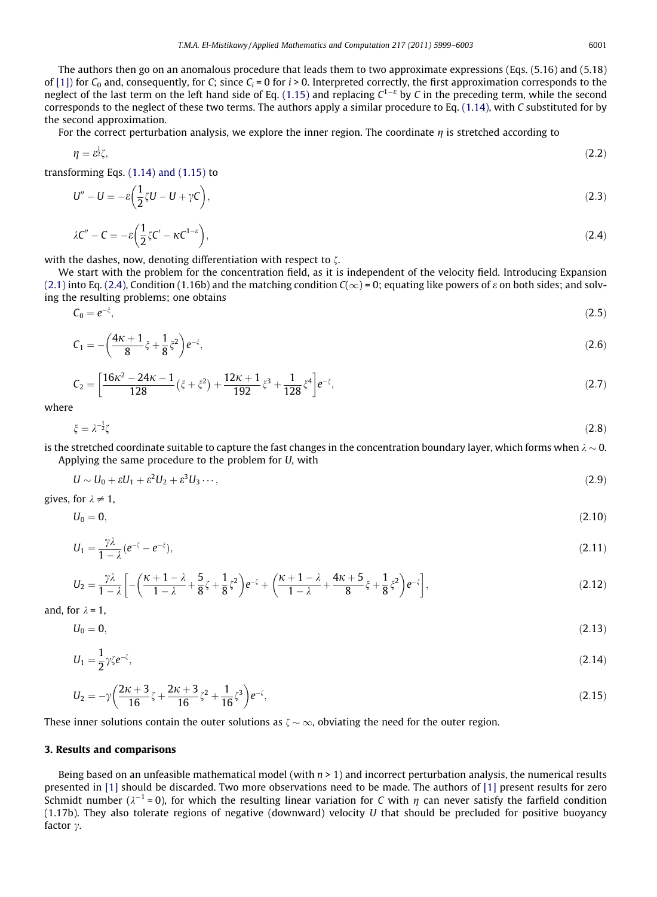The authors then go on an anomalous procedure that leads them to two approximate expressions (Eqs. (5.16) and (5.18) of [1]) for $C_0$ and, consequently, for $C$; since $C_i = 0$ for $i > 0$. Interpreted correctly, the first approximation corresponds to the neglect of the last term on the left hand side of Eq. (1.15) and replacing $C^{1-\varepsilon}$ by $C$ in the preceding term, while the second corresponds to the neglect of these two terms. The authors apply a similar procedure to Eq. (1.14), with $C$ substituted for by the second approximation.

For the correct perturbation analysis, we explore the inner region. The coordinate $\eta$ is stretched according to

$$\eta = \varepsilon^{\frac{1}{2}}\zeta, \tag{2.2}$$

transforming Eqs. (1.14) and (1.15) to

$$U'' - U = -\varepsilon\left(\frac{1}{2}\zeta U - U + \gamma C\right), \tag{2.3}$$

$$\lambda C'' - C = -\varepsilon\left(\frac{1}{2}\zeta C' - \kappa C^{1-\varepsilon}\right), \tag{2.4}$$

with the dashes, now, denoting differentiation with respect to $\zeta$.

We start with the problem for the concentration field, as it is independent of the velocity field. Introducing Expansion (2.1) into Eq. (2.4), Condition (1.16b) and the matching condition $C(\infty) = 0$; equating like powers of $\varepsilon$ on both sides; and solving the resulting problems; one obtains

$$C_0 = e^{-\xi}, \tag{2.5}$$

$$C_1 = -\left(\frac{4\kappa+1}{8}\xi + \frac{1}{8}\xi^2\right)e^{-\xi}, \tag{2.6}$$

$$C_2 = \left[\frac{16\kappa^2 - 24\kappa - 1}{128}\left(\xi + \xi^2\right) + \frac{12\kappa+1}{192}\xi^3 + \frac{1}{128}\xi^4\right]e^{-\xi}, \tag{2.7}$$

where

$$\xi = \lambda^{-\frac{1}{2}}\zeta \tag{2.8}$$

is the stretched coordinate suitable to capture the fast changes in the concentration boundary layer, which forms when $\lambda \sim 0$.

Applying the same procedure to the problem for $U$, with

$$U \sim U_0 + \varepsilon U_1 + \varepsilon^2 U_2 + \varepsilon^3 U_3 \cdots, \tag{2.9}$$

gives, for $\lambda \neq 1$,

$$U_0 = 0, \tag{2.10}$$

$$U_1 = \frac{\gamma\lambda}{1-\lambda}\left(e^{-\zeta} - e^{-\xi}\right), \tag{2.11}$$

$$U_2 = \frac{\gamma\lambda}{1-\lambda}\left[-\left(\frac{\kappa+1-\lambda}{1-\lambda} + \frac{5}{8}\zeta + \frac{1}{8}\zeta^2\right)e^{-\zeta} + \left(\frac{\kappa+1-\lambda}{1-\lambda} + \frac{4\kappa+5}{8}\xi + \frac{1}{8}\xi^2\right)e^{-\xi}\right], \tag{2.12}$$

and, for $\lambda = 1$,

$$U_0 = 0, \tag{2.13}$$

$$U_1 = \frac{1}{2}\gamma\zeta e^{-\zeta}, \tag{2.14}$$

$$U_2 = -\gamma\left(\frac{2\kappa+3}{16}\zeta + \frac{2\kappa+3}{16}\zeta^2 + \frac{1}{16}\zeta^3\right)e^{-\zeta}, \tag{2.15}$$

These inner solutions contain the outer solutions as $\zeta \sim \infty$, obviating the need for the outer region.

## 3. Results and comparisons

Being based on an unfeasible mathematical model (with $n > 1$) and incorrect perturbation analysis, the numerical results presented in [1] should be discarded. Two more observations need to be made. The authors of [1] present results for zero Schmidt number ($\lambda^{-1} = 0$), for which the resulting linear variation for $C$ with $\eta$ can never satisfy the farfield condition (1.17b). They also tolerate regions of negative (downward) velocity $U$ that should be precluded for positive buoyancy factor $\gamma$.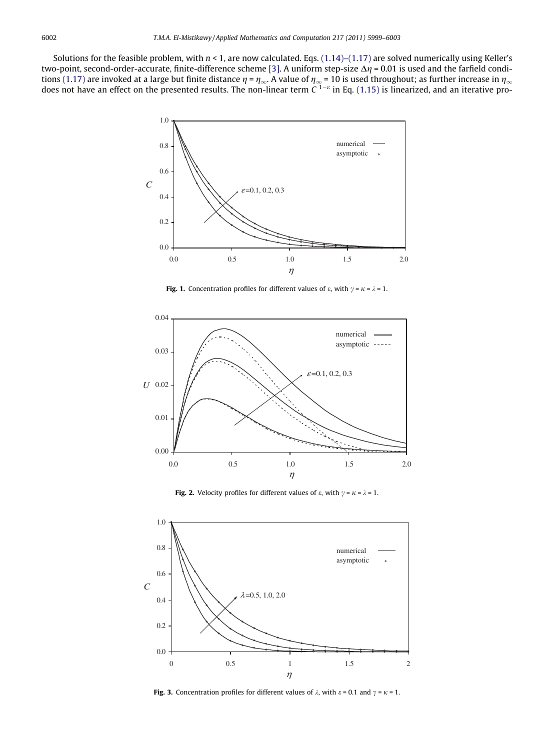Solutions for the feasible problem, with $n < 1$, are now calculated. Eqs. (1.14)–(1.17) are solved numerically using Keller's two-point, second-order-accurate, finite-difference scheme [3]. A uniform step-size $\Delta\eta = 0.01$ is used and the farfield conditions (1.17) are invoked at a large but finite distance $\eta = \eta_\infty$. A value of $\eta_\infty = 10$ is used throughout; as further increase in $\eta_\infty$ does not have an effect on the presented results. The non-linear term $C^{1-\varepsilon}$ in Eq. (1.15) is linearized, and an iterative pro-

**Fig. 1.** Concentration profiles for different values of $\varepsilon$, with $\gamma = \kappa = \lambda = 1$.

**Fig. 2.** Velocity profiles for different values of $\varepsilon$, with $\gamma = \kappa = \lambda = 1$.

**Fig. 3.** Concentration profiles for different values of $\lambda$, with $\varepsilon = 0.1$ and $\gamma = \kappa = 1$.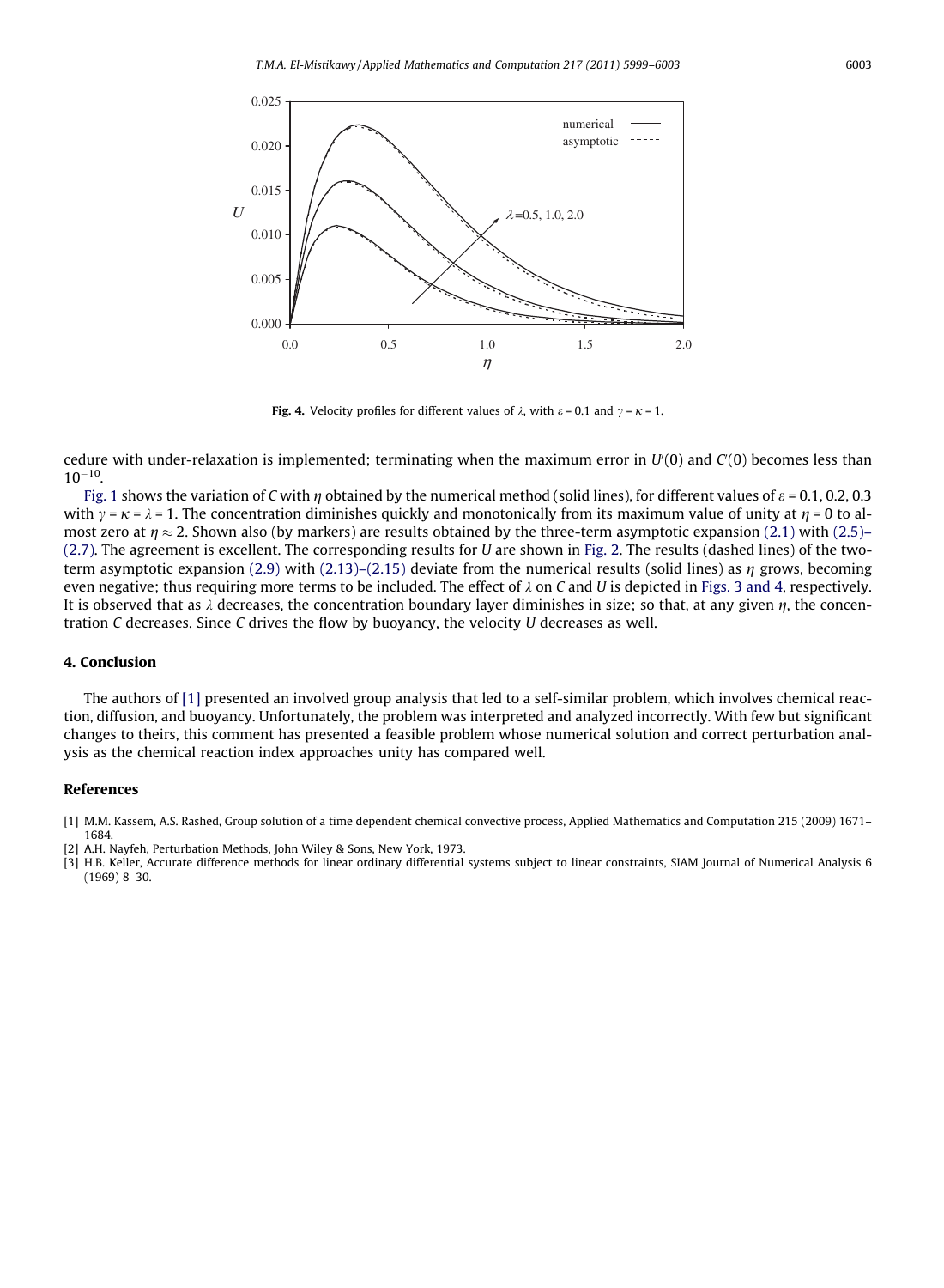0.025

0.020

0.015

U

0.010

0.005

0.000

0.0

0.5

1.0

1.5

2.0

$\eta$

numerical

asymptotic

$\lambda$=0.5, 1.0, 2.0

**Fig. 4.** Velocity profiles for different values of $\lambda$, with $\varepsilon = 0.1$ and $\gamma = \kappa = 1$.

cedure with under-relaxation is implemented; terminating when the maximum error in $U'(0)$ and $C'(0)$ becomes less than $10^{-10}$.

Fig. 1 shows the variation of $C$ with $\eta$ obtained by the numerical method (solid lines), for different values of $\varepsilon = 0.1, 0.2, 0.3$ with $\gamma = \kappa = \lambda = 1$. The concentration diminishes quickly and monotonically from its maximum value of unity at $\eta = 0$ to almost zero at $\eta \approx 2$. Shown also (by markers) are results obtained by the three-term asymptotic expansion (2.1) with (2.5)–(2.7). The agreement is excellent. The corresponding results for $U$ are shown in Fig. 2. The results (dashed lines) of the two-term asymptotic expansion (2.9) with (2.13)–(2.15) deviate from the numerical results (solid lines) as $\eta$ grows, becoming even negative; thus requiring more terms to be included. The effect of $\lambda$ on $C$ and $U$ is depicted in Figs. 3 and 4, respectively. It is observed that as $\lambda$ decreases, the concentration boundary layer diminishes in size; so that, at any given $\eta$, the concentration $C$ decreases. Since $C$ drives the flow by buoyancy, the velocity $U$ decreases as well.

## 4. Conclusion

The authors of [1] presented an involved group analysis that led to a self-similar problem, which involves chemical reaction, diffusion, and buoyancy. Unfortunately, the problem was interpreted and analyzed incorrectly. With few but significant changes to theirs, this comment has presented a feasible problem whose numerical solution and correct perturbation analysis as the chemical reaction index approaches unity has compared well.

## References

[1] M.M. Kassem, A.S. Rashed, Group solution of a time dependent chemical convective process, Applied Mathematics and Computation 215 (2009) 1671–1684.

[2] A.H. Nayfeh, Perturbation Methods, John Wiley & Sons, New York, 1973.

[3] H.B. Keller, Accurate difference methods for linear ordinary differential systems subject to linear constraints, SIAM Journal of Numerical Analysis 6 (1969) 8–30.